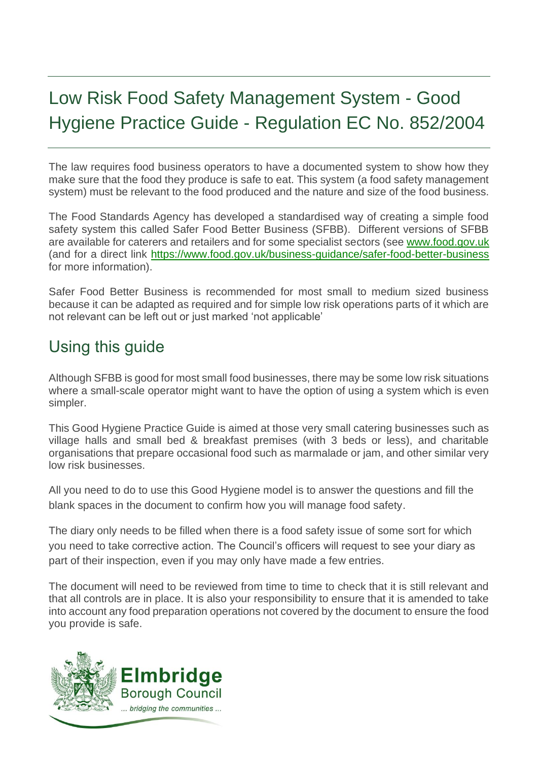# Low Risk Food Safety Management System - Good Hygiene Practice Guide - Regulation EC No. 852/2004

The law requires food business operators to have a documented system to show how they make sure that the food they produce is safe to eat. This system (a food safety management system) must be relevant to the food produced and the nature and size of the food business.

The Food Standards Agency has developed a standardised way of creating a simple food safety system this called Safer Food Better Business (SFBB). Different versions of SFBB are available for caterers and retailers and for some specialist sectors (see [www.food.gov.uk](www.food.gov.uk) (and for a direct link [https://www.food.gov.uk/business-guidance/safer-food-better-business](https://www.food.gov.uk/business-guidance/safer-food-better-business) for more information).

Safer Food Better Business is recommended for most small to medium sized business because it can be adapted as required and for simple low risk operations parts of it which are not relevant can be left out or just marked 'not applicable'

## Using this guide

Although SFBB is good for most small food businesses, there may be some low risk situations where a small-scale operator might want to have the option of using a system which is even simpler.

This Good Hygiene Practice Guide is aimed at those very small catering businesses such as village halls and small bed & breakfast premises (with 3 beds or less), and charitable organisations that prepare occasional food such as marmalade or jam, and other similar very low risk businesses.

All you need to do to use this Good Hygiene model is to answer the questions and fill the blank spaces in the document to confirm how you will manage food safety.

The diary only needs to be filled when there is a food safety issue of some sort for which you need to take corrective action. The Council's officers will request to see your diary as part of their inspection, even if you may only have made a few entries.

The document will need to be reviewed from time to time to check that it is still relevant and that all controls are in place. It is also your responsibility to ensure that it is amended to take into account any food preparation operations not covered by the document to ensure the food you provide is safe.

Elmbridge Borough Council
... bridging the communities ...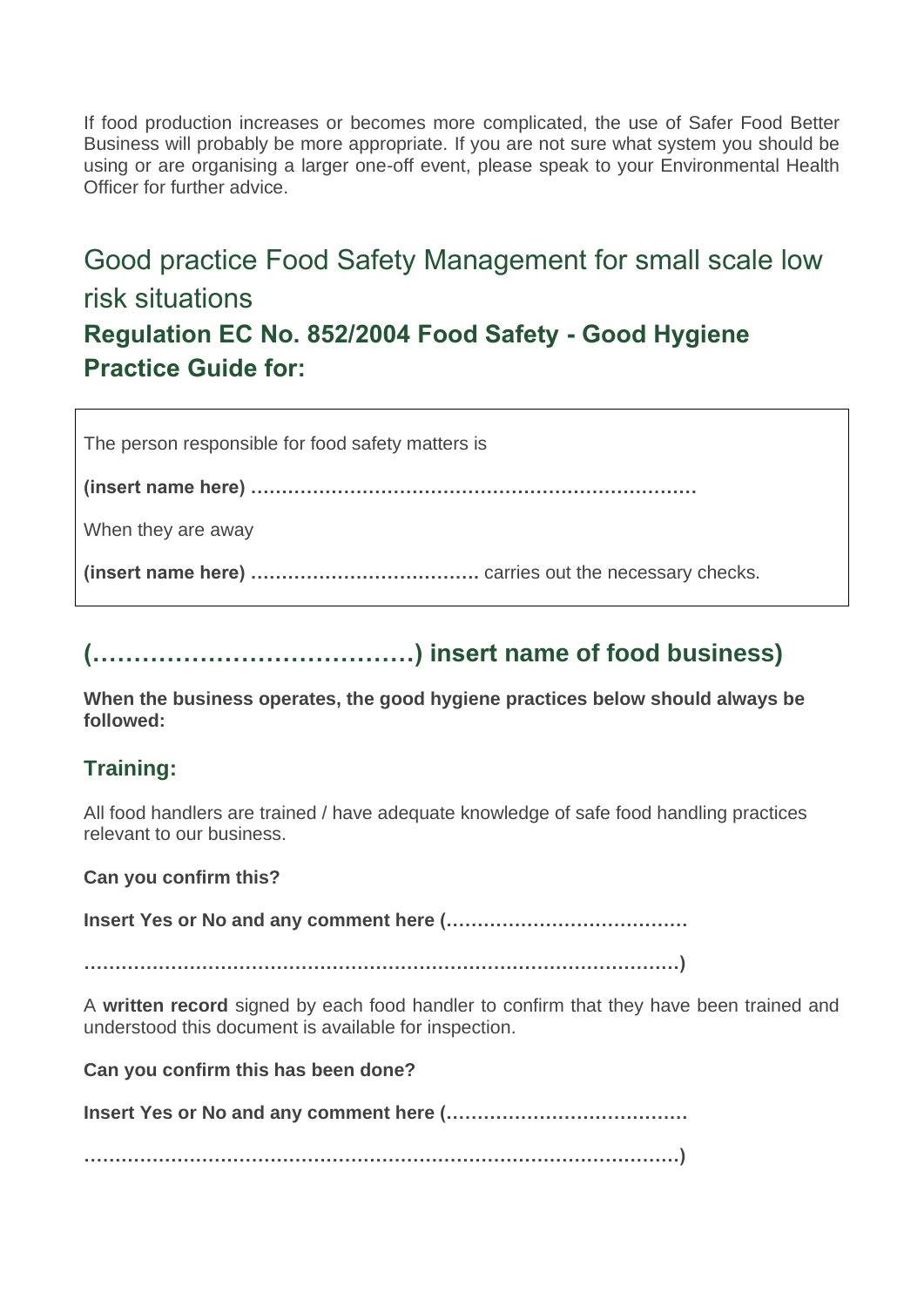If food production increases or becomes more complicated, the use of Safer Food Better Business will probably be more appropriate. If you are not sure what system you should be using or are organising a larger one-off event, please speak to your Environmental Health Officer for further advice.

# Good practice Food Safety Management for small scale low risk situations

## Regulation EC No. 852/2004 Food Safety - Good Hygiene Practice Guide for:

The person responsible for food safety matters is

**(insert name here) ………………………………………………………………**

When they are away

**(insert name here) ……………………………….** carries out the necessary checks.

## (…………………………………) insert name of food business)

**When the business operates, the good hygiene practices below should always be followed:**

### Training:

All food handlers are trained / have adequate knowledge of safe food handling practices relevant to our business.

**Can you confirm this?**

**Insert Yes or No and any comment here (…………………………………**

**………………………………………………………………………………………)**

A **written record** signed by each food handler to confirm that they have been trained and understood this document is available for inspection.

**Can you confirm this has been done?**

**Insert Yes or No and any comment here (…………………………………**

**………………………………………………………………………………………)**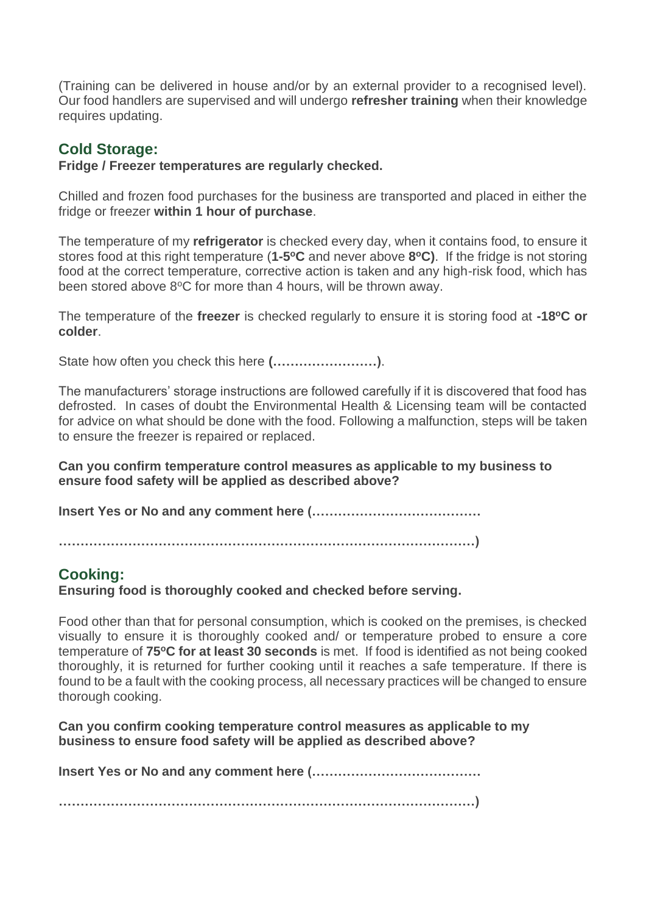(Training can be delivered in house and/or by an external provider to a recognised level). Our food handlers are supervised and will undergo **refresher training** when their knowledge requires updating.

## Cold Storage:

**Fridge / Freezer temperatures are regularly checked.**

Chilled and frozen food purchases for the business are transported and placed in either the fridge or freezer **within 1 hour of purchase**.

The temperature of my **refrigerator** is checked every day, when it contains food, to ensure it stores food at this right temperature (**1-5ºC** and never above **8ºC)**. If the fridge is not storing food at the correct temperature, corrective action is taken and any high-risk food, which has been stored above 8ºC for more than 4 hours, will be thrown away.

The temperature of the **freezer** is checked regularly to ensure it is storing food at **-18ºC or colder**.

State how often you check this here **(……………………)**.

The manufacturers' storage instructions are followed carefully if it is discovered that food has defrosted. In cases of doubt the Environmental Health & Licensing team will be contacted for advice on what should be done with the food. Following a malfunction, steps will be taken to ensure the freezer is repaired or replaced.

**Can you confirm temperature control measures as applicable to my business to ensure food safety will be applied as described above?**

**Insert Yes or No and any comment here (…………………………………**

**………………………………………………………………………………………)**

## Cooking:

**Ensuring food is thoroughly cooked and checked before serving.**

Food other than that for personal consumption, which is cooked on the premises, is checked visually to ensure it is thoroughly cooked and/ or temperature probed to ensure a core temperature of **75ºC for at least 30 seconds** is met. If food is identified as not being cooked thoroughly, it is returned for further cooking until it reaches a safe temperature. If there is found to be a fault with the cooking process, all necessary practices will be changed to ensure thorough cooking.

**Can you confirm cooking temperature control measures as applicable to my business to ensure food safety will be applied as described above?**

**Insert Yes or No and any comment here (…………………………………**

**………………………………………………………………………………………)**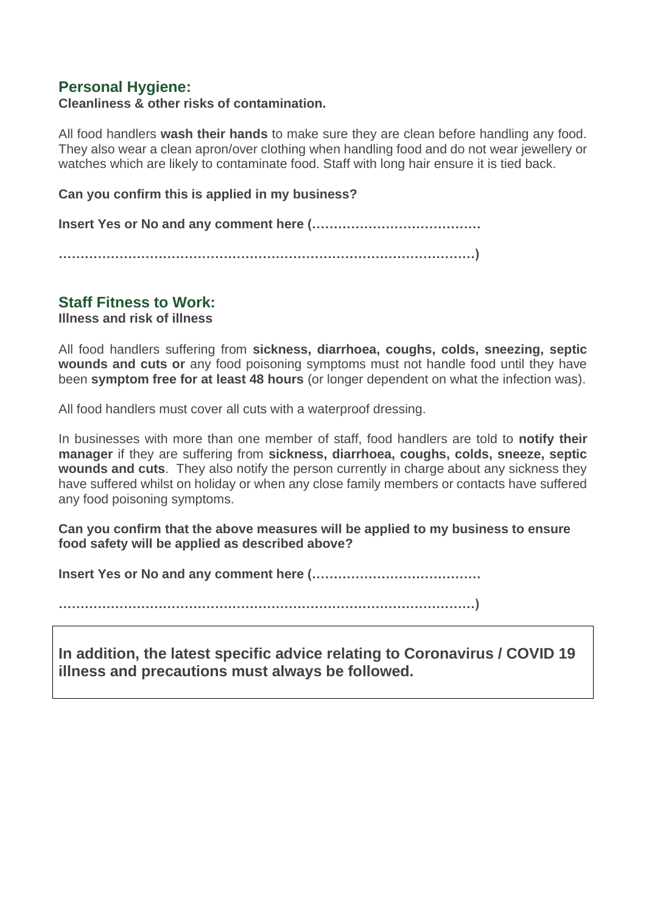## Personal Hygiene:

**Cleanliness & other risks of contamination.**

All food handlers **wash their hands** to make sure they are clean before handling any food. They also wear a clean apron/over clothing when handling food and do not wear jewellery or watches which are likely to contaminate food. Staff with long hair ensure it is tied back.

**Can you confirm this is applied in my business?**

**Insert Yes or No and any comment here (…………………………………**

**……………………………………………………………………………………)**

## Staff Fitness to Work:

**Illness and risk of illness**

All food handlers suffering from **sickness, diarrhoea, coughs, colds, sneezing, septic wounds and cuts or** any food poisoning symptoms must not handle food until they have been **symptom free for at least 48 hours** (or longer dependent on what the infection was).

All food handlers must cover all cuts with a waterproof dressing.

In businesses with more than one member of staff, food handlers are told to **notify their manager** if they are suffering from **sickness, diarrhoea, coughs, colds, sneeze, septic wounds and cuts**. They also notify the person currently in charge about any sickness they have suffered whilst on holiday or when any close family members or contacts have suffered any food poisoning symptoms.

**Can you confirm that the above measures will be applied to my business to ensure food safety will be applied as described above?**

**Insert Yes or No and any comment here (…………………………………**

**……………………………………………………………………………………)**

**In addition, the latest specific advice relating to Coronavirus / COVID 19 illness and precautions must always be followed.**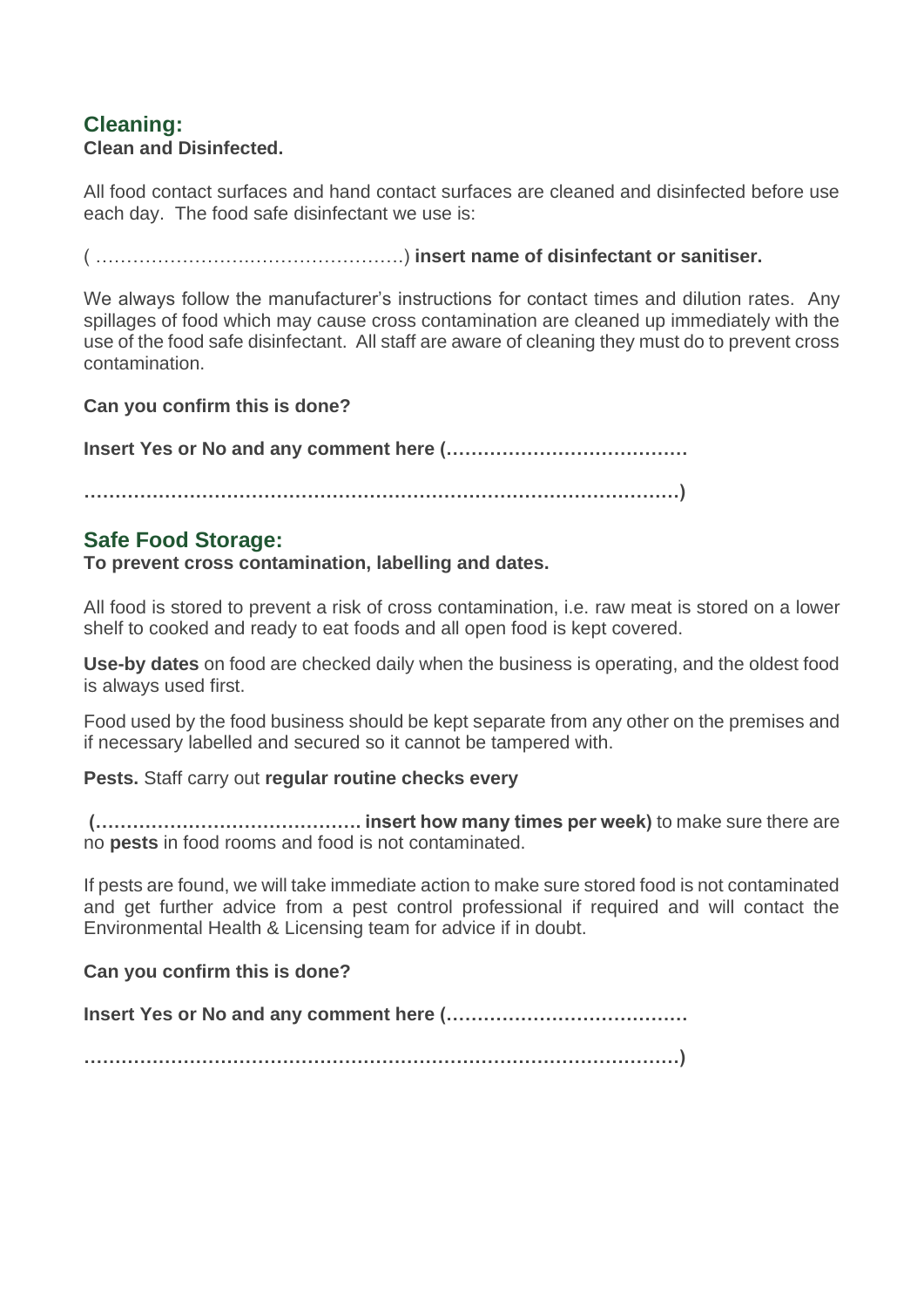## Cleaning:

**Clean and Disinfected.**

All food contact surfaces and hand contact surfaces are cleaned and disinfected before use each day. The food safe disinfectant we use is:

( …………………………………………….) **insert name of disinfectant or sanitiser.**

We always follow the manufacturer's instructions for contact times and dilution rates. Any spillages of food which may cause cross contamination are cleaned up immediately with the use of the food safe disinfectant. All staff are aware of cleaning they must do to prevent cross contamination.

**Can you confirm this is done?**

**Insert Yes or No and any comment here (…………………………………**

**……………………………………………………………………………………)**

## Safe Food Storage:

**To prevent cross contamination, labelling and dates.**

All food is stored to prevent a risk of cross contamination, i.e. raw meat is stored on a lower shelf to cooked and ready to eat foods and all open food is kept covered.

**Use-by dates** on food are checked daily when the business is operating, and the oldest food is always used first.

Food used by the food business should be kept separate from any other on the premises and if necessary labelled and secured so it cannot be tampered with.

**Pests.** Staff carry out **regular routine checks every**

**(……………………………………. insert how many times per week)** to make sure there are no **pests** in food rooms and food is not contaminated.

If pests are found, we will take immediate action to make sure stored food is not contaminated and get further advice from a pest control professional if required and will contact the Environmental Health & Licensing team for advice if in doubt.

**Can you confirm this is done?**

**Insert Yes or No and any comment here (…………………………………**

**……………………………………………………………………………………)**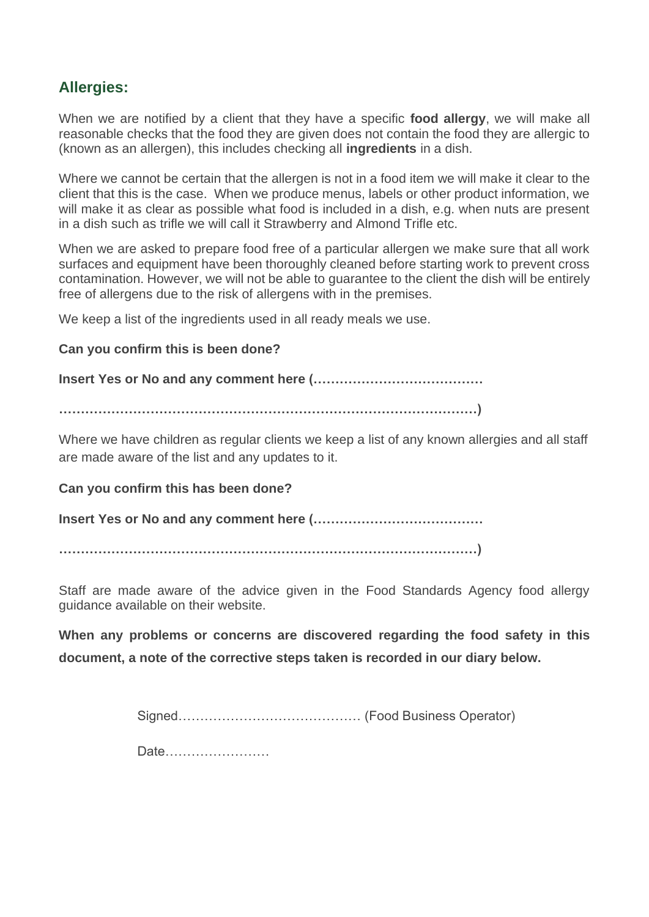## Allergies:

When we are notified by a client that they have a specific **food allergy**, we will make all reasonable checks that the food they are given does not contain the food they are allergic to (known as an allergen), this includes checking all **ingredients** in a dish.

Where we cannot be certain that the allergen is not in a food item we will make it clear to the client that this is the case. When we produce menus, labels or other product information, we will make it as clear as possible what food is included in a dish, e.g. when nuts are present in a dish such as trifle we will call it Strawberry and Almond Trifle etc.

When we are asked to prepare food free of a particular allergen we make sure that all work surfaces and equipment have been thoroughly cleaned before starting work to prevent cross contamination. However, we will not be able to guarantee to the client the dish will be entirely free of allergens due to the risk of allergens with in the premises.

We keep a list of the ingredients used in all ready meals we use.

**Can you confirm this is been done?**

**Insert Yes or No and any comment here (…………………………………**

**……………………………………………………………………………………)**

Where we have children as regular clients we keep a list of any known allergies and all staff are made aware of the list and any updates to it.

**Can you confirm this has been done?**

**Insert Yes or No and any comment here (…………………………………**

**……………………………………………………………………………………)**

Staff are made aware of the advice given in the Food Standards Agency food allergy guidance available on their website.

**When any problems or concerns are discovered regarding the food safety in this document, a note of the corrective steps taken is recorded in our diary below.**

Signed…………………………………… (Food Business Operator)

Date……………………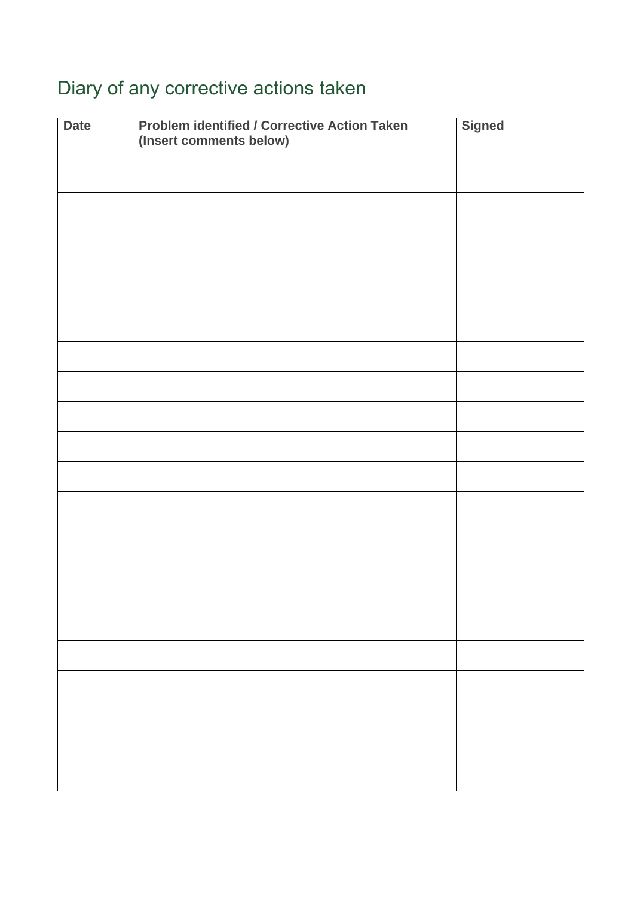# Diary of any corrective actions taken

| Date | Problem identified / Corrective Action Taken (Insert comments below) | Signed |
|---|---|---|
| | | |
| | | |
| | | |
| | | |
| | | |
| | | |
| | | |
| | | |
| | | |
| | | |
| | | |
| | | |
| | | |
| | | |
| | | |
| | | |
| | | |
| | | |
| | | |
| | | |